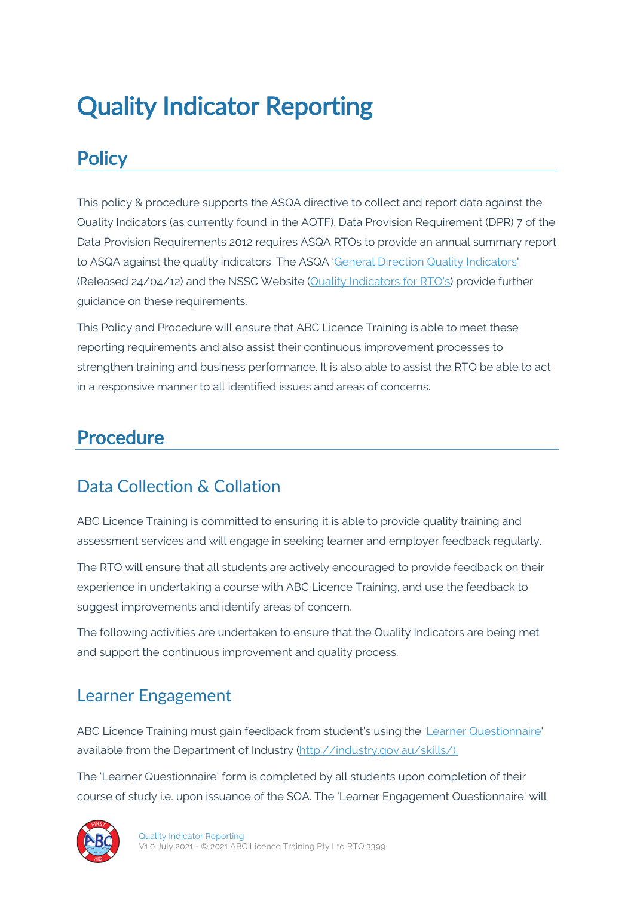# Quality Indicator Reporting

## Policy

This policy & procedure supports the ASQA directive to collect and report data against the Quality Indicators (as currently found in the AQTF). Data Provision Requirement (DPR) 7 of the Data Provision Requirements 2012 requires ASQA RTOs to provide an annual summary report to ASQA against the quality indicators. The ASQA '[General Direction Quality Indicators]' (Released 24/04/12) and the NSSC Website ([Quality Indicators for RTO's]) provide further guidance on these requirements.

This Policy and Procedure will ensure that ABC Licence Training is able to meet these reporting requirements and also assist their continuous improvement processes to strengthen training and business performance. It is also able to assist the RTO be able to act in a responsive manner to all identified issues and areas of concerns.

## Procedure

### Data Collection & Collation

ABC Licence Training is committed to ensuring it is able to provide quality training and assessment services and will engage in seeking learner and employer feedback regularly.

The RTO will ensure that all students are actively encouraged to provide feedback on their experience in undertaking a course with ABC Licence Training, and use the feedback to suggest improvements and identify areas of concern.

The following activities are undertaken to ensure that the Quality Indicators are being met and support the continuous improvement and quality process.

### Learner Engagement

ABC Licence Training must gain feedback from student's using the '[Learner Questionnaire]' available from the Department of Industry (http://industry.gov.au/skills/).

The 'Learner Questionnaire' form is completed by all students upon completion of their course of study i.e. upon issuance of the SOA. The 'Learner Engagement Questionnaire' will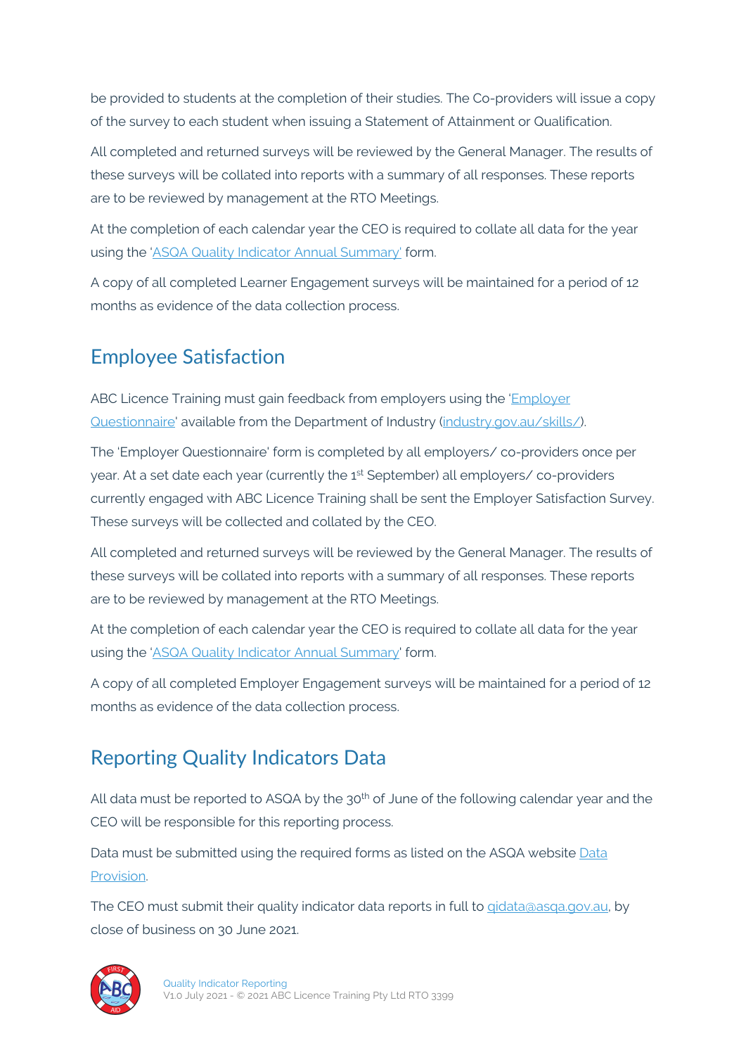be provided to students at the completion of their studies. The Co-providers will issue a copy of the survey to each student when issuing a Statement of Attainment or Qualification.

All completed and returned surveys will be reviewed by the General Manager. The results of these surveys will be collated into reports with a summary of all responses. These reports are to be reviewed by management at the RTO Meetings.

At the completion of each calendar year the CEO is required to collate all data for the year using the '[ASQA Quality Indicator Annual Summary](ASQA Quality Indicator Annual Summary)' form.

A copy of all completed Learner Engagement surveys will be maintained for a period of 12 months as evidence of the data collection process.

## Employee Satisfaction

ABC Licence Training must gain feedback from employers using the 'Employer Questionnaire' available from the Department of Industry (industry.gov.au/skills/).

The 'Employer Questionnaire' form is completed by all employers/ co-providers once per year. At a set date each year (currently the 1st September) all employers/ co-providers currently engaged with ABC Licence Training shall be sent the Employer Satisfaction Survey. These surveys will be collected and collated by the CEO.

All completed and returned surveys will be reviewed by the General Manager. The results of these surveys will be collated into reports with a summary of all responses. These reports are to be reviewed by management at the RTO Meetings.

At the completion of each calendar year the CEO is required to collate all data for the year using the 'ASQA Quality Indicator Annual Summary' form.

A copy of all completed Employer Engagement surveys will be maintained for a period of 12 months as evidence of the data collection process.

## Reporting Quality Indicators Data

All data must be reported to ASQA by the 30th of June of the following calendar year and the CEO will be responsible for this reporting process.

Data must be submitted using the required forms as listed on the ASQA website Data Provision.

The CEO must submit their quality indicator data reports in full to qidata@asqa.gov.au, by close of business on 30 June 2021.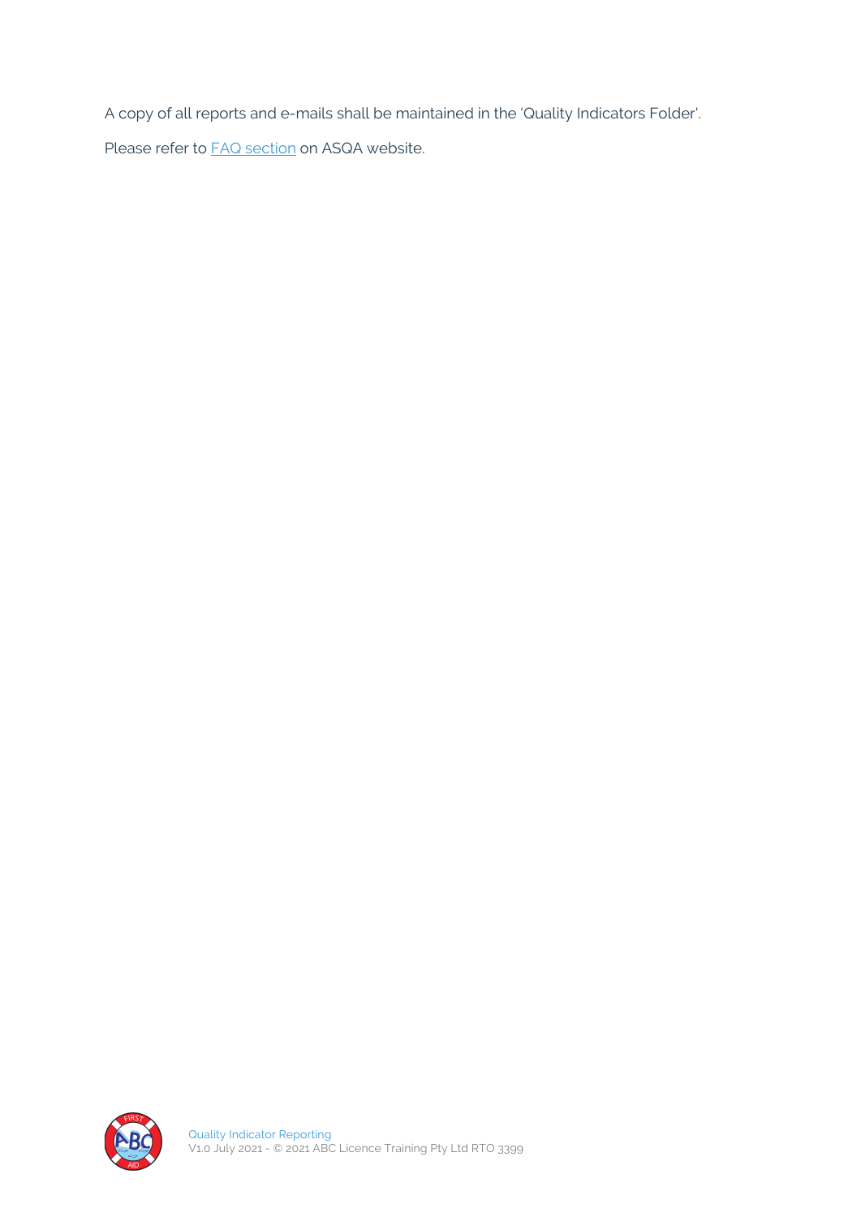A copy of all reports and e-mails shall be maintained in the 'Quality Indicators Folder'.

Please refer to FAQ section on ASQA website.